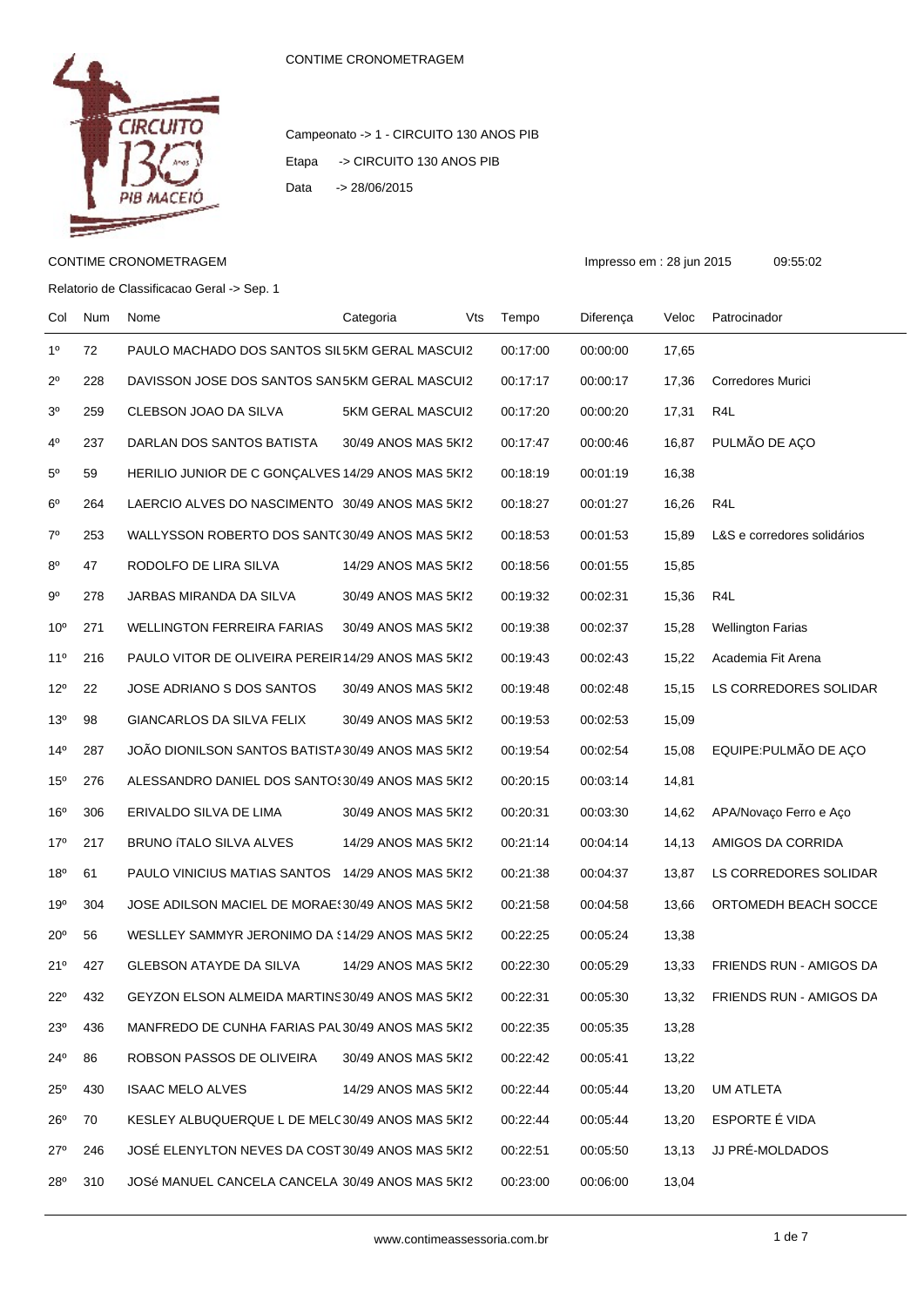CONTIME CRONOMETRAGEM

Campeonato -> 1 - CIRCUITO 130 ANOS PIB

Etapa -> CIRCUITO 130 ANOS PIB

Data -> 28/06/2015

CONTIME CRONOMETRAGEM

Impresso em : 28 jun 2015 09:55:02

Relatorio de Classificacao Geral -> Sep. 1

| Col | Num | Nome | Categoria | Vts | Tempo | Diferença | Veloc | Patrocinador |
|---|---|---|---|---|---|---|---|---|
| 1º | 72 | PAULO MACHADO DOS SANTOS SIL | 5KM GERAL MASCUI | 2 | 00:17:00 | 00:00:00 | 17,65 | |
| 2º | 228 | DAVISSON JOSE DOS SANTOS SAN | 5KM GERAL MASCUI | 2 | 00:17:17 | 00:00:17 | 17,36 | Corredores Murici |
| 3º | 259 | CLEBSON JOAO DA SILVA | 5KM GERAL MASCUI | 2 | 00:17:20 | 00:00:20 | 17,31 | R4L |
| 4º | 237 | DARLAN DOS SANTOS BATISTA | 30/49 ANOS MAS 5KI | 2 | 00:17:47 | 00:00:46 | 16,87 | PULMÃO DE AÇO |
| 5º | 59 | HERILIO JUNIOR DE C GONÇALVES | 14/29 ANOS MAS 5KI | 2 | 00:18:19 | 00:01:19 | 16,38 | |
| 6º | 264 | LAERCIO ALVES DO NASCIMENTO | 30/49 ANOS MAS 5KI | 2 | 00:18:27 | 00:01:27 | 16,26 | R4L |
| 7º | 253 | WALLYSSON ROBERTO DOS SANT( | 30/49 ANOS MAS 5KI | 2 | 00:18:53 | 00:01:53 | 15,89 | L&S e corredores solidários |
| 8º | 47 | RODOLFO DE LIRA SILVA | 14/29 ANOS MAS 5KI | 2 | 00:18:56 | 00:01:55 | 15,85 | |
| 9º | 278 | JARBAS MIRANDA DA SILVA | 30/49 ANOS MAS 5KI | 2 | 00:19:32 | 00:02:31 | 15,36 | R4L |
| 10º | 271 | WELLINGTON FERREIRA FARIAS | 30/49 ANOS MAS 5KI | 2 | 00:19:38 | 00:02:37 | 15,28 | Wellington Farias |
| 11º | 216 | PAULO VITOR DE OLIVEIRA PEREIR | 14/29 ANOS MAS 5KI | 2 | 00:19:43 | 00:02:43 | 15,22 | Academia Fit Arena |
| 12º | 22 | JOSE ADRIANO S DOS SANTOS | 30/49 ANOS MAS 5KI | 2 | 00:19:48 | 00:02:48 | 15,15 | LS CORREDORES SOLIDAR |
| 13º | 98 | GIANCARLOS DA SILVA FELIX | 30/49 ANOS MAS 5KI | 2 | 00:19:53 | 00:02:53 | 15,09 | |
| 14º | 287 | JOÃO DIONILSON SANTOS BATISTA | 30/49 ANOS MAS 5KI | 2 | 00:19:54 | 00:02:54 | 15,08 | EQUIPE:PULMÃO DE AÇO |
| 15º | 276 | ALESSANDRO DANIEL DOS SANTO | 30/49 ANOS MAS 5KI | 2 | 00:20:15 | 00:03:14 | 14,81 | |
| 16º | 306 | ERIVALDO SILVA DE LIMA | 30/49 ANOS MAS 5KI | 2 | 00:20:31 | 00:03:30 | 14,62 | APA/Novaço Ferro e Aço |
| 17º | 217 | BRUNO ÍTALO SILVA ALVES | 14/29 ANOS MAS 5KI | 2 | 00:21:14 | 00:04:14 | 14,13 | AMIGOS DA CORRIDA |
| 18º | 61 | PAULO VINICIUS MATIAS SANTOS | 14/29 ANOS MAS 5KI | 2 | 00:21:38 | 00:04:37 | 13,87 | LS CORREDORES SOLIDAR |
| 19º | 304 | JOSE ADILSON MACIEL DE MORAE | 30/49 ANOS MAS 5KI | 2 | 00:21:58 | 00:04:58 | 13,66 | ORTOMEDH BEACH SOCCE |
| 20º | 56 | WESLLEY SAMMYR JERONIMO DA | 14/29 ANOS MAS 5KI | 2 | 00:22:25 | 00:05:24 | 13,38 | |
| 21º | 427 | GLEBSON ATAYDE DA SILVA | 14/29 ANOS MAS 5KI | 2 | 00:22:30 | 00:05:29 | 13,33 | FRIENDS RUN - AMIGOS DA |
| 22º | 432 | GEYZON ELSON ALMEIDA MARTINS | 30/49 ANOS MAS 5KI | 2 | 00:22:31 | 00:05:30 | 13,32 | FRIENDS RUN - AMIGOS DA |
| 23º | 436 | MANFREDO DE CUNHA FARIAS PAU | 30/49 ANOS MAS 5KI | 2 | 00:22:35 | 00:05:35 | 13,28 | |
| 24º | 86 | ROBSON PASSOS DE OLIVEIRA | 30/49 ANOS MAS 5KI | 2 | 00:22:42 | 00:05:41 | 13,22 | |
| 25º | 430 | ISAAC MELO ALVES | 14/29 ANOS MAS 5KI | 2 | 00:22:44 | 00:05:44 | 13,20 | UM ATLETA |
| 26º | 70 | KESLEY ALBUQUERQUE L DE MELO | 30/49 ANOS MAS 5KI | 2 | 00:22:44 | 00:05:44 | 13,20 | ESPORTE É VIDA |
| 27º | 246 | JOSÉ ELENYLTON NEVES DA COST | 30/49 ANOS MAS 5KI | 2 | 00:22:51 | 00:05:50 | 13,13 | JJ PRÉ-MOLDADOS |
| 28º | 310 | JOSé MANUEL CANCELA CANCELA | 30/49 ANOS MAS 5KI | 2 | 00:23:00 | 00:06:00 | 13,04 | |

www.contimeassessoria.com.br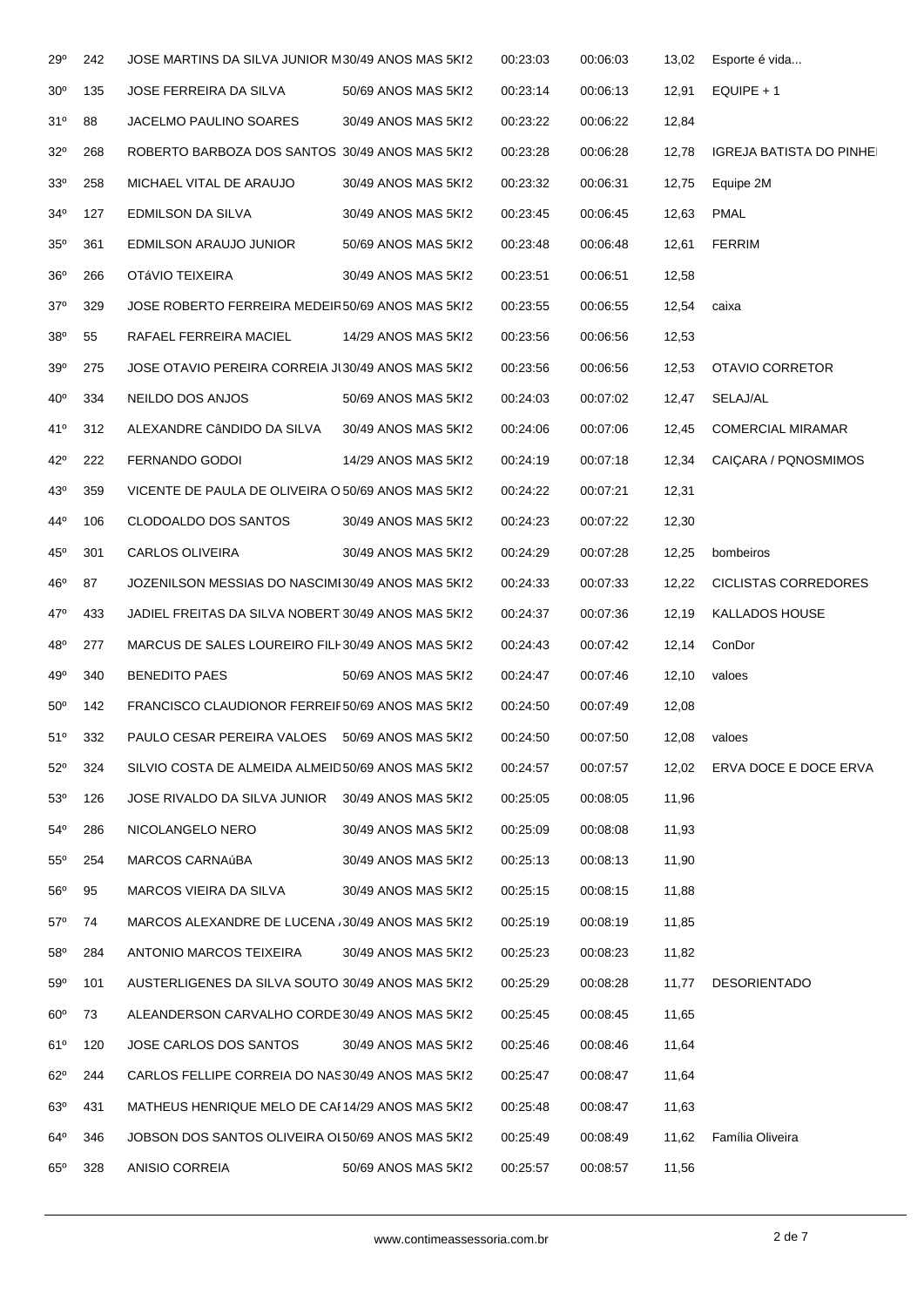| | | | | | | | |
|---|---|---|---|---|---|---|---|
| 29º | 242 | JOSE MARTINS DA SILVA JUNIOR M | 30/49 ANOS MAS 5K!2 | 00:23:03 | 00:06:03 | 13,02 | Esporte é vida... |
| 30º | 135 | JOSE FERREIRA DA SILVA | 50/69 ANOS MAS 5K!2 | 00:23:14 | 00:06:13 | 12,91 | EQUIPE + 1 |
| 31º | 88 | JACELMO PAULINO SOARES | 30/49 ANOS MAS 5K!2 | 00:23:22 | 00:06:22 | 12,84 | |
| 32º | 268 | ROBERTO BARBOZA DOS SANTOS | 30/49 ANOS MAS 5K!2 | 00:23:28 | 00:06:28 | 12,78 | IGREJA BATISTA DO PINHE |
| 33º | 258 | MICHAEL VITAL DE ARAUJO | 30/49 ANOS MAS 5K!2 | 00:23:32 | 00:06:31 | 12,75 | Equipe 2M |
| 34º | 127 | EDMILSON DA SILVA | 30/49 ANOS MAS 5K!2 | 00:23:45 | 00:06:45 | 12,63 | PMAL |
| 35º | 361 | EDMILSON ARAUJO JUNIOR | 50/69 ANOS MAS 5K!2 | 00:23:48 | 00:06:48 | 12,61 | FERRIM |
| 36º | 266 | OTáVIO TEIXEIRA | 30/49 ANOS MAS 5K!2 | 00:23:51 | 00:06:51 | 12,58 | |
| 37º | 329 | JOSE ROBERTO FERREIRA MEDEIR | 50/69 ANOS MAS 5K!2 | 00:23:55 | 00:06:55 | 12,54 | caixa |
| 38º | 55 | RAFAEL FERREIRA MACIEL | 14/29 ANOS MAS 5K!2 | 00:23:56 | 00:06:56 | 12,53 | |
| 39º | 275 | JOSE OTAVIO PEREIRA CORREIA JI | 30/49 ANOS MAS 5K!2 | 00:23:56 | 00:06:56 | 12,53 | OTAVIO CORRETOR |
| 40º | 334 | NEILDO DOS ANJOS | 50/69 ANOS MAS 5K!2 | 00:24:03 | 00:07:02 | 12,47 | SELAJ/AL |
| 41º | 312 | ALEXANDRE CâNDIDO DA SILVA | 30/49 ANOS MAS 5K!2 | 00:24:06 | 00:07:06 | 12,45 | COMERCIAL MIRAMAR |
| 42º | 222 | FERNANDO GODOI | 14/29 ANOS MAS 5K!2 | 00:24:19 | 00:07:18 | 12,34 | CAIÇARA / PQNOSMIMOS |
| 43º | 359 | VICENTE DE PAULA DE OLIVEIRA O | 50/69 ANOS MAS 5K!2 | 00:24:22 | 00:07:21 | 12,31 | |
| 44º | 106 | CLODOALDO DOS SANTOS | 30/49 ANOS MAS 5K!2 | 00:24:23 | 00:07:22 | 12,30 | |
| 45º | 301 | CARLOS OLIVEIRA | 30/49 ANOS MAS 5K!2 | 00:24:29 | 00:07:28 | 12,25 | bombeiros |
| 46º | 87 | JOZENILSON MESSIAS DO NASCIMI | 30/49 ANOS MAS 5K!2 | 00:24:33 | 00:07:33 | 12,22 | CICLISTAS CORREDORES |
| 47º | 433 | JADIEL FREITAS DA SILVA NOBERT | 30/49 ANOS MAS 5K!2 | 00:24:37 | 00:07:36 | 12,19 | KALLADOS HOUSE |
| 48º | 277 | MARCUS DE SALES LOUREIRO FILI | 30/49 ANOS MAS 5K!2 | 00:24:43 | 00:07:42 | 12,14 | ConDor |
| 49º | 340 | BENEDITO PAES | 50/69 ANOS MAS 5K!2 | 00:24:47 | 00:07:46 | 12,10 | valoes |
| 50º | 142 | FRANCISCO CLAUDIONOR FERREIF | 50/69 ANOS MAS 5K!2 | 00:24:50 | 00:07:49 | 12,08 | |
| 51º | 332 | PAULO CESAR PEREIRA VALOES | 50/69 ANOS MAS 5K!2 | 00:24:50 | 00:07:50 | 12,08 | valoes |
| 52º | 324 | SILVIO COSTA DE ALMEIDA ALMEID | 50/69 ANOS MAS 5K!2 | 00:24:57 | 00:07:57 | 12,02 | ERVA DOCE E DOCE ERVA |
| 53º | 126 | JOSE RIVALDO DA SILVA JUNIOR | 30/49 ANOS MAS 5K!2 | 00:25:05 | 00:08:05 | 11,96 | |
| 54º | 286 | NICOLANGELO NERO | 30/49 ANOS MAS 5K!2 | 00:25:09 | 00:08:08 | 11,93 | |
| 55º | 254 | MARCOS CARNAúBA | 30/49 ANOS MAS 5K!2 | 00:25:13 | 00:08:13 | 11,90 | |
| 56º | 95 | MARCOS VIEIRA DA SILVA | 30/49 ANOS MAS 5K!2 | 00:25:15 | 00:08:15 | 11,88 | |
| 57º | 74 | MARCOS ALEXANDRE DE LUCENA / | 30/49 ANOS MAS 5K!2 | 00:25:19 | 00:08:19 | 11,85 | |
| 58º | 284 | ANTONIO MARCOS TEIXEIRA | 30/49 ANOS MAS 5K!2 | 00:25:23 | 00:08:23 | 11,82 | |
| 59º | 101 | AUSTERLIGENES DA SILVA SOUTO | 30/49 ANOS MAS 5K!2 | 00:25:29 | 00:08:28 | 11,77 | DESORIENTADO |
| 60º | 73 | ALEANDERSON CARVALHO CORDE | 30/49 ANOS MAS 5K!2 | 00:25:45 | 00:08:45 | 11,65 | |
| 61º | 120 | JOSE CARLOS DOS SANTOS | 30/49 ANOS MAS 5K!2 | 00:25:46 | 00:08:46 | 11,64 | |
| 62º | 244 | CARLOS FELLIPE CORREIA DO NAS | 30/49 ANOS MAS 5K!2 | 00:25:47 | 00:08:47 | 11,64 | |
| 63º | 431 | MATHEUS HENRIQUE MELO DE CAI | 14/29 ANOS MAS 5K!2 | 00:25:48 | 00:08:47 | 11,63 | |
| 64º | 346 | JOBSON DOS SANTOS OLIVEIRA OI | 50/69 ANOS MAS 5K!2 | 00:25:49 | 00:08:49 | 11,62 | Família Oliveira |
| 65º | 328 | ANISIO CORREIA | 50/69 ANOS MAS 5K!2 | 00:25:57 | 00:08:57 | 11,56 | |

www.contimeassessoria.com.br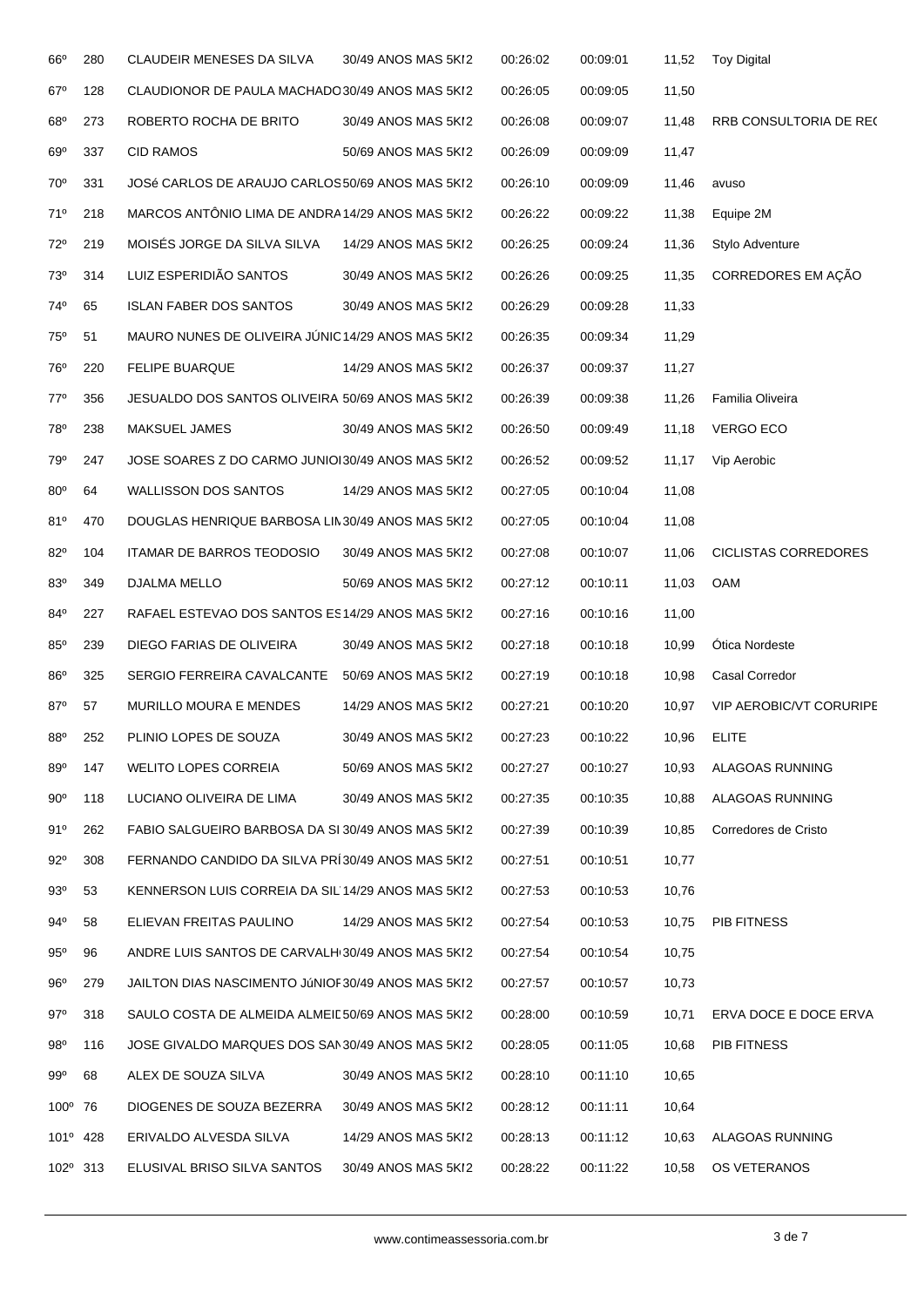| | | | | | | | |
|---|---|---|---|---|---|---|---|
| 66º | 280 | CLAUDEIR MENESES DA SILVA | 30/49 ANOS MAS 5KI2 | 00:26:02 | 00:09:01 | 11,52 | Toy Digital |
| 67º | 128 | CLAUDIONOR DE PAULA MACHADO | 30/49 ANOS MAS 5KI2 | 00:26:05 | 00:09:05 | 11,50 | |
| 68º | 273 | ROBERTO ROCHA DE BRITO | 30/49 ANOS MAS 5KI2 | 00:26:08 | 00:09:07 | 11,48 | RRB CONSULTORIA DE REC |
| 69º | 337 | CID RAMOS | 50/69 ANOS MAS 5KI2 | 00:26:09 | 00:09:09 | 11,47 | |
| 70º | 331 | JOSé CARLOS DE ARAUJO CARLOS | 50/69 ANOS MAS 5KI2 | 00:26:10 | 00:09:09 | 11,46 | avuso |
| 71º | 218 | MARCOS ANTÔNIO LIMA DE ANDRA | 14/29 ANOS MAS 5KI2 | 00:26:22 | 00:09:22 | 11,38 | Equipe 2M |
| 72º | 219 | MOISÉS JORGE DA SILVA SILVA | 14/29 ANOS MAS 5KI2 | 00:26:25 | 00:09:24 | 11,36 | Stylo Adventure |
| 73º | 314 | LUIZ ESPERIDIÃO SANTOS | 30/49 ANOS MAS 5KI2 | 00:26:26 | 00:09:25 | 11,35 | CORREDORES EM AÇÃO |
| 74º | 65 | ISLAN FABER DOS SANTOS | 30/49 ANOS MAS 5KI2 | 00:26:29 | 00:09:28 | 11,33 | |
| 75º | 51 | MAURO NUNES DE OLIVEIRA JÚNIC | 14/29 ANOS MAS 5KI2 | 00:26:35 | 00:09:34 | 11,29 | |
| 76º | 220 | FELIPE BUARQUE | 14/29 ANOS MAS 5KI2 | 00:26:37 | 00:09:37 | 11,27 | |
| 77º | 356 | JESUALDO DOS SANTOS OLIVEIRA | 50/69 ANOS MAS 5KI2 | 00:26:39 | 00:09:38 | 11,26 | Familia Oliveira |
| 78º | 238 | MAKSUEL JAMES | 30/49 ANOS MAS 5KI2 | 00:26:50 | 00:09:49 | 11,18 | VERGO ECO |
| 79º | 247 | JOSE SOARES Z DO CARMO JUNIOI | 30/49 ANOS MAS 5KI2 | 00:26:52 | 00:09:52 | 11,17 | Vip Aerobic |
| 80º | 64 | WALLISSON DOS SANTOS | 14/29 ANOS MAS 5KI2 | 00:27:05 | 00:10:04 | 11,08 | |
| 81º | 470 | DOUGLAS HENRIQUE BARBOSA LIN | 30/49 ANOS MAS 5KI2 | 00:27:05 | 00:10:04 | 11,08 | |
| 82º | 104 | ITAMAR DE BARROS TEODOSIO | 30/49 ANOS MAS 5KI2 | 00:27:08 | 00:10:07 | 11,06 | CICLISTAS CORREDORES |
| 83º | 349 | DJALMA MELLO | 50/69 ANOS MAS 5KI2 | 00:27:12 | 00:10:11 | 11,03 | OAM |
| 84º | 227 | RAFAEL ESTEVAO DOS SANTOS ES | 14/29 ANOS MAS 5KI2 | 00:27:16 | 00:10:16 | 11,00 | |
| 85º | 239 | DIEGO FARIAS DE OLIVEIRA | 30/49 ANOS MAS 5KI2 | 00:27:18 | 00:10:18 | 10,99 | Ótica Nordeste |
| 86º | 325 | SERGIO FERREIRA CAVALCANTE | 50/69 ANOS MAS 5KI2 | 00:27:19 | 00:10:18 | 10,98 | Casal Corredor |
| 87º | 57 | MURILLO MOURA E MENDES | 14/29 ANOS MAS 5KI2 | 00:27:21 | 00:10:20 | 10,97 | VIP AEROBIC/VT CORURIPE |
| 88º | 252 | PLINIO LOPES DE SOUZA | 30/49 ANOS MAS 5KI2 | 00:27:23 | 00:10:22 | 10,96 | ELITE |
| 89º | 147 | WELITO LOPES CORREIA | 50/69 ANOS MAS 5KI2 | 00:27:27 | 00:10:27 | 10,93 | ALAGOAS RUNNING |
| 90º | 118 | LUCIANO OLIVEIRA DE LIMA | 30/49 ANOS MAS 5KI2 | 00:27:35 | 00:10:35 | 10,88 | ALAGOAS RUNNING |
| 91º | 262 | FABIO SALGUEIRO BARBOSA DA SI | 30/49 ANOS MAS 5KI2 | 00:27:39 | 00:10:39 | 10,85 | Corredores de Cristo |
| 92º | 308 | FERNANDO CANDIDO DA SILVA PRÍ | 30/49 ANOS MAS 5KI2 | 00:27:51 | 00:10:51 | 10,77 | |
| 93º | 53 | KENNERSON LUIS CORREIA DA SIL | 14/29 ANOS MAS 5KI2 | 00:27:53 | 00:10:53 | 10,76 | |
| 94º | 58 | ELIEVAN FREITAS PAULINO | 14/29 ANOS MAS 5KI2 | 00:27:54 | 00:10:53 | 10,75 | PIB FITNESS |
| 95º | 96 | ANDRE LUIS SANTOS DE CARVALH | 30/49 ANOS MAS 5KI2 | 00:27:54 | 00:10:54 | 10,75 | |
| 96º | 279 | JAILTON DIAS NASCIMENTO JúNIOF | 30/49 ANOS MAS 5KI2 | 00:27:57 | 00:10:57 | 10,73 | |
| 97º | 318 | SAULO COSTA DE ALMEIDA ALMEIC | 50/69 ANOS MAS 5KI2 | 00:28:00 | 00:10:59 | 10,71 | ERVA DOCE E DOCE ERVA |
| 98º | 116 | JOSE GIVALDO MARQUES DOS SAN | 30/49 ANOS MAS 5KI2 | 00:28:05 | 00:11:05 | 10,68 | PIB FITNESS |
| 99º | 68 | ALEX DE SOUZA SILVA | 30/49 ANOS MAS 5KI2 | 00:28:10 | 00:11:10 | 10,65 | |
| 100º | 76 | DIOGENES DE SOUZA BEZERRA | 30/49 ANOS MAS 5KI2 | 00:28:12 | 00:11:11 | 10,64 | |
| 101º | 428 | ERIVALDO ALVESDA SILVA | 14/29 ANOS MAS 5KI2 | 00:28:13 | 00:11:12 | 10,63 | ALAGOAS RUNNING |
| 102º | 313 | ELUSIVAL BRISO SILVA SANTOS | 30/49 ANOS MAS 5KI2 | 00:28:22 | 00:11:22 | 10,58 | OS VETERANOS |

www.contimeassessoria.com.br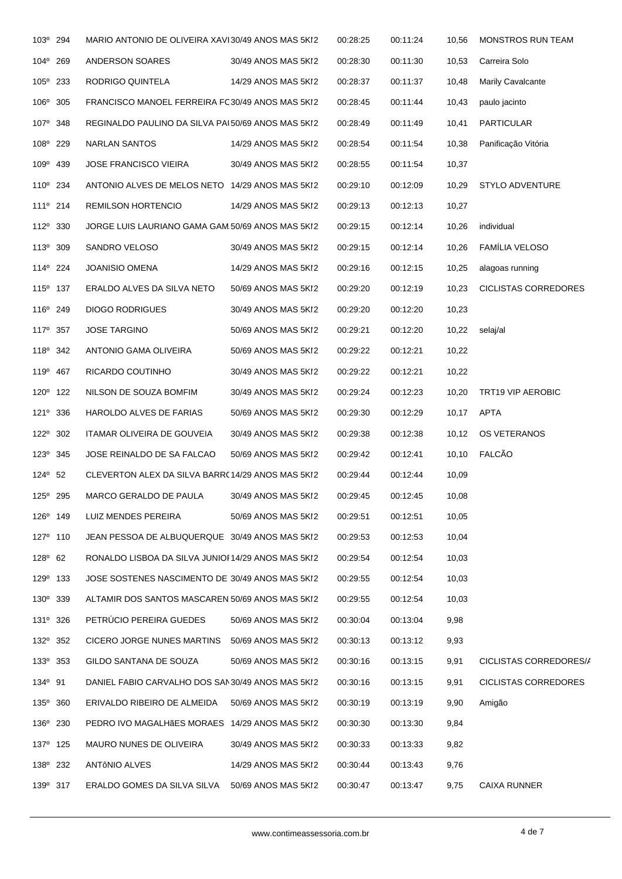| | | | | | | | |
|---|---|---|---|---|---|---|---|
| 103º | 294 | MARIO ANTONIO DE OLIVEIRA XAVI | 30/49 ANOS MAS 5KI2 | 00:28:25 | 00:11:24 | 10,56 | MONSTROS RUN TEAM |
| 104º | 269 | ANDERSON SOARES | 30/49 ANOS MAS 5KI2 | 00:28:30 | 00:11:30 | 10,53 | Carreira Solo |
| 105º | 233 | RODRIGO QUINTELA | 14/29 ANOS MAS 5KI2 | 00:28:37 | 00:11:37 | 10,48 | Marily Cavalcante |
| 106º | 305 | FRANCISCO MANOEL FERREIRA FC | 30/49 ANOS MAS 5KI2 | 00:28:45 | 00:11:44 | 10,43 | paulo jacinto |
| 107º | 348 | REGINALDO PAULINO DA SILVA PAI | 50/69 ANOS MAS 5KI2 | 00:28:49 | 00:11:49 | 10,41 | PARTICULAR |
| 108º | 229 | NARLAN SANTOS | 14/29 ANOS MAS 5KI2 | 00:28:54 | 00:11:54 | 10,38 | Panificação Vitória |
| 109º | 439 | JOSE FRANCISCO VIEIRA | 30/49 ANOS MAS 5KI2 | 00:28:55 | 00:11:54 | 10,37 | |
| 110º | 234 | ANTONIO ALVES DE MELOS NETO | 14/29 ANOS MAS 5KI2 | 00:29:10 | 00:12:09 | 10,29 | STYLO ADVENTURE |
| 111º | 214 | REMILSON HORTENCIO | 14/29 ANOS MAS 5KI2 | 00:29:13 | 00:12:13 | 10,27 | |
| 112º | 330 | JORGE LUIS LAURIANO GAMA GAM | 50/69 ANOS MAS 5KI2 | 00:29:15 | 00:12:14 | 10,26 | individual |
| 113º | 309 | SANDRO VELOSO | 30/49 ANOS MAS 5KI2 | 00:29:15 | 00:12:14 | 10,26 | FAMÍLIA VELOSO |
| 114º | 224 | JOANISIO OMENA | 14/29 ANOS MAS 5KI2 | 00:29:16 | 00:12:15 | 10,25 | alagoas running |
| 115º | 137 | ERALDO ALVES DA SILVA NETO | 50/69 ANOS MAS 5KI2 | 00:29:20 | 00:12:19 | 10,23 | CICLISTAS CORREDORES |
| 116º | 249 | DIOGO RODRIGUES | 30/49 ANOS MAS 5KI2 | 00:29:20 | 00:12:20 | 10,23 | |
| 117º | 357 | JOSE TARGINO | 50/69 ANOS MAS 5KI2 | 00:29:21 | 00:12:20 | 10,22 | selaj/al |
| 118º | 342 | ANTONIO GAMA OLIVEIRA | 50/69 ANOS MAS 5KI2 | 00:29:22 | 00:12:21 | 10,22 | |
| 119º | 467 | RICARDO COUTINHO | 30/49 ANOS MAS 5KI2 | 00:29:22 | 00:12:21 | 10,22 | |
| 120º | 122 | NILSON DE SOUZA BOMFIM | 30/49 ANOS MAS 5KI2 | 00:29:24 | 00:12:23 | 10,20 | TRT19 VIP AEROBIC |
| 121º | 336 | HAROLDO ALVES DE FARIAS | 50/69 ANOS MAS 5KI2 | 00:29:30 | 00:12:29 | 10,17 | APTA |
| 122º | 302 | ITAMAR OLIVEIRA DE GOUVEIA | 30/49 ANOS MAS 5KI2 | 00:29:38 | 00:12:38 | 10,12 | OS VETERANOS |
| 123º | 345 | JOSE REINALDO DE SA FALCAO | 50/69 ANOS MAS 5KI2 | 00:29:42 | 00:12:41 | 10,10 | FALCÃO |
| 124º | 52 | CLEVERTON ALEX DA SILVA BARR( | 14/29 ANOS MAS 5KI2 | 00:29:44 | 00:12:44 | 10,09 | |
| 125º | 295 | MARCO GERALDO DE PAULA | 30/49 ANOS MAS 5KI2 | 00:29:45 | 00:12:45 | 10,08 | |
| 126º | 149 | LUIZ MENDES PEREIRA | 50/69 ANOS MAS 5KI2 | 00:29:51 | 00:12:51 | 10,05 | |
| 127º | 110 | JEAN PESSOA DE ALBUQUERQUE | 30/49 ANOS MAS 5KI2 | 00:29:53 | 00:12:53 | 10,04 | |
| 128º | 62 | RONALDO LISBOA DA SILVA JUNIOI | 14/29 ANOS MAS 5KI2 | 00:29:54 | 00:12:54 | 10,03 | |
| 129º | 133 | JOSE SOSTENES NASCIMENTO DE | 30/49 ANOS MAS 5KI2 | 00:29:55 | 00:12:54 | 10,03 | |
| 130º | 339 | ALTAMIR DOS SANTOS MASCAREN | 50/69 ANOS MAS 5KI2 | 00:29:55 | 00:12:54 | 10,03 | |
| 131º | 326 | PETRÚCIO PEREIRA GUEDES | 50/69 ANOS MAS 5KI2 | 00:30:04 | 00:13:04 | 9,98 | |
| 132º | 352 | CICERO JORGE NUNES MARTINS | 50/69 ANOS MAS 5KI2 | 00:30:13 | 00:13:12 | 9,93 | |
| 133º | 353 | GILDO SANTANA DE SOUZA | 50/69 ANOS MAS 5KI2 | 00:30:16 | 00:13:15 | 9,91 | CICLISTAS CORREDORES/ |
| 134º | 91 | DANIEL FABIO CARVALHO DOS SAN | 30/49 ANOS MAS 5KI2 | 00:30:16 | 00:13:15 | 9,91 | CICLISTAS CORREDORES |
| 135º | 360 | ERIVALDO RIBEIRO DE ALMEIDA | 50/69 ANOS MAS 5KI2 | 00:30:19 | 00:13:19 | 9,90 | Amigão |
| 136º | 230 | PEDRO IVO MAGALHãES MORAES | 14/29 ANOS MAS 5KI2 | 00:30:30 | 00:13:30 | 9,84 | |
| 137º | 125 | MAURO NUNES DE OLIVEIRA | 30/49 ANOS MAS 5KI2 | 00:30:33 | 00:13:33 | 9,82 | |
| 138º | 232 | ANTôNIO ALVES | 14/29 ANOS MAS 5KI2 | 00:30:44 | 00:13:43 | 9,76 | |
| 139º | 317 | ERALDO GOMES DA SILVA SILVA | 50/69 ANOS MAS 5KI2 | 00:30:47 | 00:13:47 | 9,75 | CAIXA RUNNER |

www.contimeassessoria.com.br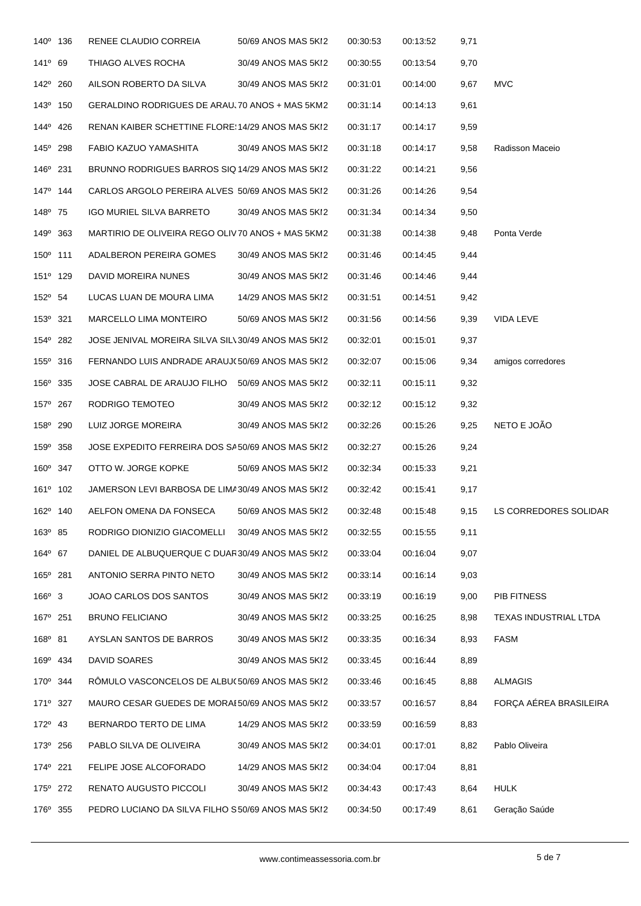| | | | | | | | |
|---|---|---|---|---|---|---|---|
| 140º | 136 | RENEE CLAUDIO CORREIA | 50/69 ANOS MAS 5KI2 | 00:30:53 | 00:13:52 | 9,71 | |
| 141º | 69 | THIAGO ALVES ROCHA | 30/49 ANOS MAS 5KI2 | 00:30:55 | 00:13:54 | 9,70 | |
| 142º | 260 | AILSON ROBERTO DA SILVA | 30/49 ANOS MAS 5KI2 | 00:31:01 | 00:14:00 | 9,67 | MVC |
| 143º | 150 | GERALDINO RODRIGUES DE ARAU. | 70 ANOS + MAS 5KM2 | 00:31:14 | 00:14:13 | 9,61 | |
| 144º | 426 | RENAN KAIBER SCHETTINE FLORE: | 14/29 ANOS MAS 5KI2 | 00:31:17 | 00:14:17 | 9,59 | |
| 145º | 298 | FABIO KAZUO YAMASHITA | 30/49 ANOS MAS 5KI2 | 00:31:18 | 00:14:17 | 9,58 | Radisson Maceio |
| 146º | 231 | BRUNNO RODRIGUES BARROS SIQ | 14/29 ANOS MAS 5KI2 | 00:31:22 | 00:14:21 | 9,56 | |
| 147º | 144 | CARLOS ARGOLO PEREIRA ALVES | 50/69 ANOS MAS 5KI2 | 00:31:26 | 00:14:26 | 9,54 | |
| 148º | 75 | IGO MURIEL SILVA BARRETO | 30/49 ANOS MAS 5KI2 | 00:31:34 | 00:14:34 | 9,50 | |
| 149º | 363 | MARTIRIO DE OLIVEIRA REGO OLIV | 70 ANOS + MAS 5KM2 | 00:31:38 | 00:14:38 | 9,48 | Ponta Verde |
| 150º | 111 | ADALBERON PEREIRA GOMES | 30/49 ANOS MAS 5KI2 | 00:31:46 | 00:14:45 | 9,44 | |
| 151º | 129 | DAVID MOREIRA NUNES | 30/49 ANOS MAS 5KI2 | 00:31:46 | 00:14:46 | 9,44 | |
| 152º | 54 | LUCAS LUAN DE MOURA LIMA | 14/29 ANOS MAS 5KI2 | 00:31:51 | 00:14:51 | 9,42 | |
| 153º | 321 | MARCELLO LIMA MONTEIRO | 50/69 ANOS MAS 5KI2 | 00:31:56 | 00:14:56 | 9,39 | VIDA LEVE |
| 154º | 282 | JOSE JENIVAL MOREIRA SILVA SIL\ | 30/49 ANOS MAS 5KI2 | 00:32:01 | 00:15:01 | 9,37 | |
| 155º | 316 | FERNANDO LUIS ANDRADE ARAUJ( | 50/69 ANOS MAS 5KI2 | 00:32:07 | 00:15:06 | 9,34 | amigos corredores |
| 156º | 335 | JOSE CABRAL DE ARAUJO FILHO | 50/69 ANOS MAS 5KI2 | 00:32:11 | 00:15:11 | 9,32 | |
| 157º | 267 | RODRIGO TEMOTEO | 30/49 ANOS MAS 5KI2 | 00:32:12 | 00:15:12 | 9,32 | |
| 158º | 290 | LUIZ JORGE MOREIRA | 30/49 ANOS MAS 5KI2 | 00:32:26 | 00:15:26 | 9,25 | NETO E JOÃO |
| 159º | 358 | JOSE EXPEDITO FERREIRA DOS SA | 50/69 ANOS MAS 5KI2 | 00:32:27 | 00:15:26 | 9,24 | |
| 160º | 347 | OTTO W. JORGE KOPKE | 50/69 ANOS MAS 5KI2 | 00:32:34 | 00:15:33 | 9,21 | |
| 161º | 102 | JAMERSON LEVI BARBOSA DE LIMA | 30/49 ANOS MAS 5KI2 | 00:32:42 | 00:15:41 | 9,17 | |
| 162º | 140 | AELFON OMENA DA FONSECA | 50/69 ANOS MAS 5KI2 | 00:32:48 | 00:15:48 | 9,15 | LS CORREDORES SOLIDAR |
| 163º | 85 | RODRIGO DIONIZIO GIACOMELLI | 30/49 ANOS MAS 5KI2 | 00:32:55 | 00:15:55 | 9,11 | |
| 164º | 67 | DANIEL DE ALBUQUERQUE C DUAR | 30/49 ANOS MAS 5KI2 | 00:33:04 | 00:16:04 | 9,07 | |
| 165º | 281 | ANTONIO SERRA PINTO NETO | 30/49 ANOS MAS 5KI2 | 00:33:14 | 00:16:14 | 9,03 | |
| 166º | 3 | JOAO CARLOS DOS SANTOS | 30/49 ANOS MAS 5KI2 | 00:33:19 | 00:16:19 | 9,00 | PIB FITNESS |
| 167º | 251 | BRUNO FELICIANO | 30/49 ANOS MAS 5KI2 | 00:33:25 | 00:16:25 | 8,98 | TEXAS INDUSTRIAL LTDA |
| 168º | 81 | AYSLAN SANTOS DE BARROS | 30/49 ANOS MAS 5KI2 | 00:33:35 | 00:16:34 | 8,93 | FASM |
| 169º | 434 | DAVID SOARES | 30/49 ANOS MAS 5KI2 | 00:33:45 | 00:16:44 | 8,89 | |
| 170º | 344 | RÔMULO VASCONCELOS DE ALBU( | 50/69 ANOS MAS 5KI2 | 00:33:46 | 00:16:45 | 8,88 | ALMAGIS |
| 171º | 327 | MAURO CESAR GUEDES DE MORAI | 50/69 ANOS MAS 5KI2 | 00:33:57 | 00:16:57 | 8,84 | FORÇA AÉREA BRASILEIRA |
| 172º | 43 | BERNARDO TERTO DE LIMA | 14/29 ANOS MAS 5KI2 | 00:33:59 | 00:16:59 | 8,83 | |
| 173º | 256 | PABLO SILVA DE OLIVEIRA | 30/49 ANOS MAS 5KI2 | 00:34:01 | 00:17:01 | 8,82 | Pablo Oliveira |
| 174º | 221 | FELIPE JOSE ALCOFORADO | 14/29 ANOS MAS 5KI2 | 00:34:04 | 00:17:04 | 8,81 | |
| 175º | 272 | RENATO AUGUSTO PICCOLI | 30/49 ANOS MAS 5KI2 | 00:34:43 | 00:17:43 | 8,64 | HULK |
| 176º | 355 | PEDRO LUCIANO DA SILVA FILHO S | 50/69 ANOS MAS 5KI2 | 00:34:50 | 00:17:49 | 8,61 | Geração Saúde |

www.contimeassessoria.com.br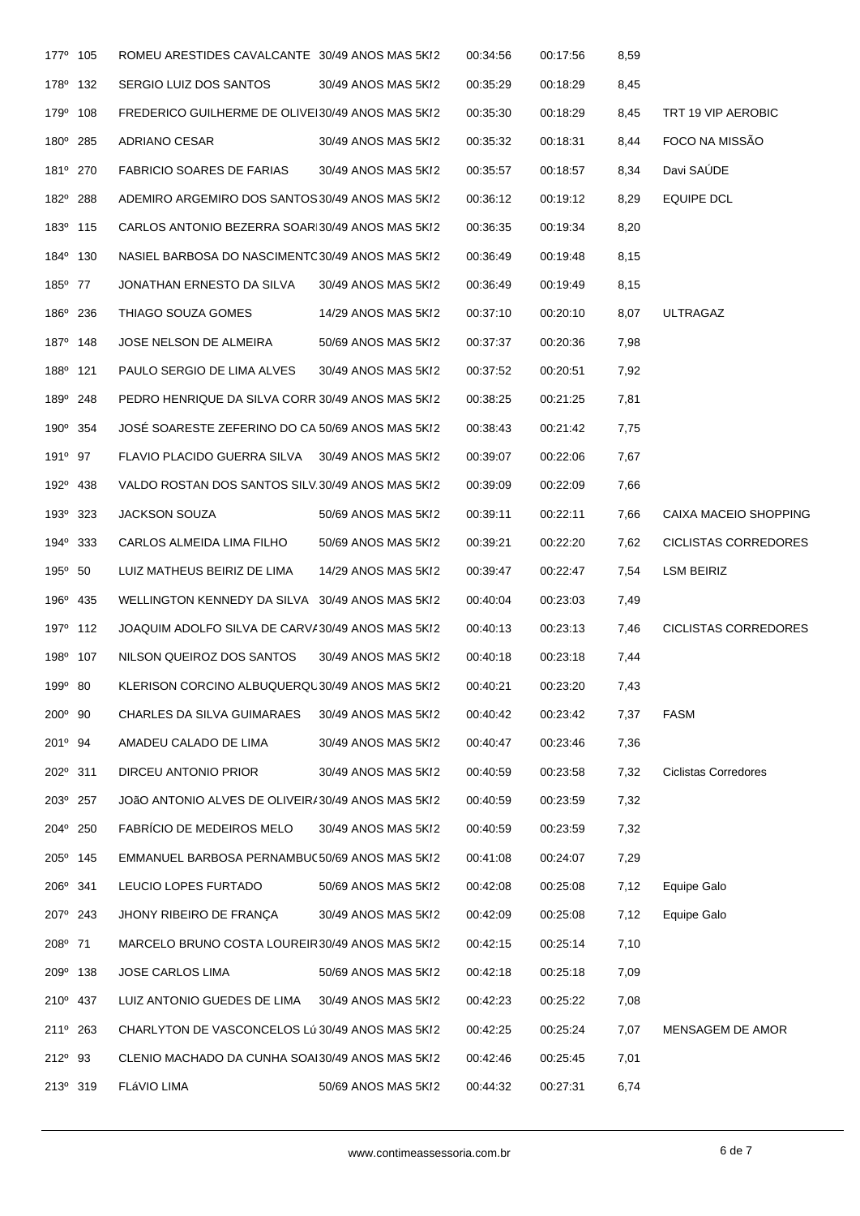| | | | | | | | |
|---|---|---|---|---|---|---|---|
| 177º | 105 | ROMEU ARESTIDES CAVALCANTE | 30/49 ANOS MAS 5KI2 | 00:34:56 | 00:17:56 | 8,59 | |
| 178º | 132 | SERGIO LUIZ DOS SANTOS | 30/49 ANOS MAS 5KI2 | 00:35:29 | 00:18:29 | 8,45 | |
| 179º | 108 | FREDERICO GUILHERME DE OLIVEI | 30/49 ANOS MAS 5KI2 | 00:35:30 | 00:18:29 | 8,45 | TRT 19 VIP AEROBIC |
| 180º | 285 | ADRIANO CESAR | 30/49 ANOS MAS 5KI2 | 00:35:32 | 00:18:31 | 8,44 | FOCO NA MISSÃO |
| 181º | 270 | FABRICIO SOARES DE FARIAS | 30/49 ANOS MAS 5KI2 | 00:35:57 | 00:18:57 | 8,34 | Davi SAÚDE |
| 182º | 288 | ADEMIRO ARGEMIRO DOS SANTOS | 30/49 ANOS MAS 5KI2 | 00:36:12 | 00:19:12 | 8,29 | EQUIPE DCL |
| 183º | 115 | CARLOS ANTONIO BEZERRA SOARI | 30/49 ANOS MAS 5KI2 | 00:36:35 | 00:19:34 | 8,20 | |
| 184º | 130 | NASIEL BARBOSA DO NASCIMENTC | 30/49 ANOS MAS 5KI2 | 00:36:49 | 00:19:48 | 8,15 | |
| 185º | 77 | JONATHAN ERNESTO DA SILVA | 30/49 ANOS MAS 5KI2 | 00:36:49 | 00:19:49 | 8,15 | |
| 186º | 236 | THIAGO SOUZA GOMES | 14/29 ANOS MAS 5KI2 | 00:37:10 | 00:20:10 | 8,07 | ULTRAGAZ |
| 187º | 148 | JOSE NELSON DE ALMEIRA | 50/69 ANOS MAS 5KI2 | 00:37:37 | 00:20:36 | 7,98 | |
| 188º | 121 | PAULO SERGIO DE LIMA ALVES | 30/49 ANOS MAS 5KI2 | 00:37:52 | 00:20:51 | 7,92 | |
| 189º | 248 | PEDRO HENRIQUE DA SILVA CORR | 30/49 ANOS MAS 5KI2 | 00:38:25 | 00:21:25 | 7,81 | |
| 190º | 354 | JOSÉ SOARESTE ZEFERINO DO CA | 50/69 ANOS MAS 5KI2 | 00:38:43 | 00:21:42 | 7,75 | |
| 191º | 97 | FLAVIO PLACIDO GUERRA SILVA | 30/49 ANOS MAS 5KI2 | 00:39:07 | 00:22:06 | 7,67 | |
| 192º | 438 | VALDO ROSTAN DOS SANTOS SILV | 30/49 ANOS MAS 5KI2 | 00:39:09 | 00:22:09 | 7,66 | |
| 193º | 323 | JACKSON SOUZA | 50/69 ANOS MAS 5KI2 | 00:39:11 | 00:22:11 | 7,66 | CAIXA MACEIO SHOPPING |
| 194º | 333 | CARLOS ALMEIDA LIMA FILHO | 50/69 ANOS MAS 5KI2 | 00:39:21 | 00:22:20 | 7,62 | CICLISTAS CORREDORES |
| 195º | 50 | LUIZ MATHEUS BEIRIZ DE LIMA | 14/29 ANOS MAS 5KI2 | 00:39:47 | 00:22:47 | 7,54 | LSM BEIRIZ |
| 196º | 435 | WELLINGTON KENNEDY DA SILVA | 30/49 ANOS MAS 5KI2 | 00:40:04 | 00:23:03 | 7,49 | |
| 197º | 112 | JOAQUIM ADOLFO SILVA DE CARV | 30/49 ANOS MAS 5KI2 | 00:40:13 | 00:23:13 | 7,46 | CICLISTAS CORREDORES |
| 198º | 107 | NILSON QUEIROZ DOS SANTOS | 30/49 ANOS MAS 5KI2 | 00:40:18 | 00:23:18 | 7,44 | |
| 199º | 80 | KLERISON CORCINO ALBUQUERQU | 30/49 ANOS MAS 5KI2 | 00:40:21 | 00:23:20 | 7,43 | |
| 200º | 90 | CHARLES DA SILVA GUIMARAES | 30/49 ANOS MAS 5KI2 | 00:40:42 | 00:23:42 | 7,37 | FASM |
| 201º | 94 | AMADEU CALADO DE LIMA | 30/49 ANOS MAS 5KI2 | 00:40:47 | 00:23:46 | 7,36 | |
| 202º | 311 | DIRCEU ANTONIO PRIOR | 30/49 ANOS MAS 5KI2 | 00:40:59 | 00:23:58 | 7,32 | Ciclistas Corredores |
| 203º | 257 | JOãO ANTONIO ALVES DE OLIVEIR | 30/49 ANOS MAS 5KI2 | 00:40:59 | 00:23:59 | 7,32 | |
| 204º | 250 | FABRÍCIO DE MEDEIROS MELO | 30/49 ANOS MAS 5KI2 | 00:40:59 | 00:23:59 | 7,32 | |
| 205º | 145 | EMMANUEL BARBOSA PERNAMBUC | 50/69 ANOS MAS 5KI2 | 00:41:08 | 00:24:07 | 7,29 | |
| 206º | 341 | LEUCIO LOPES FURTADO | 50/69 ANOS MAS 5KI2 | 00:42:08 | 00:25:08 | 7,12 | Equipe Galo |
| 207º | 243 | JHONY RIBEIRO DE FRANÇA | 30/49 ANOS MAS 5KI2 | 00:42:09 | 00:25:08 | 7,12 | Equipe Galo |
| 208º | 71 | MARCELO BRUNO COSTA LOUREIR | 30/49 ANOS MAS 5KI2 | 00:42:15 | 00:25:14 | 7,10 | |
| 209º | 138 | JOSE CARLOS LIMA | 50/69 ANOS MAS 5KI2 | 00:42:18 | 00:25:18 | 7,09 | |
| 210º | 437 | LUIZ ANTONIO GUEDES DE LIMA | 30/49 ANOS MAS 5KI2 | 00:42:23 | 00:25:22 | 7,08 | |
| 211º | 263 | CHARLYTON DE VASCONCELOS Lú | 30/49 ANOS MAS 5KI2 | 00:42:25 | 00:25:24 | 7,07 | MENSAGEM DE AMOR |
| 212º | 93 | CLENIO MACHADO DA CUNHA SOAI | 30/49 ANOS MAS 5KI2 | 00:42:46 | 00:25:45 | 7,01 | |
| 213º | 319 | FLáVIO LIMA | 50/69 ANOS MAS 5KI2 | 00:44:32 | 00:27:31 | 6,74 | |

www.contimeassessoria.com.br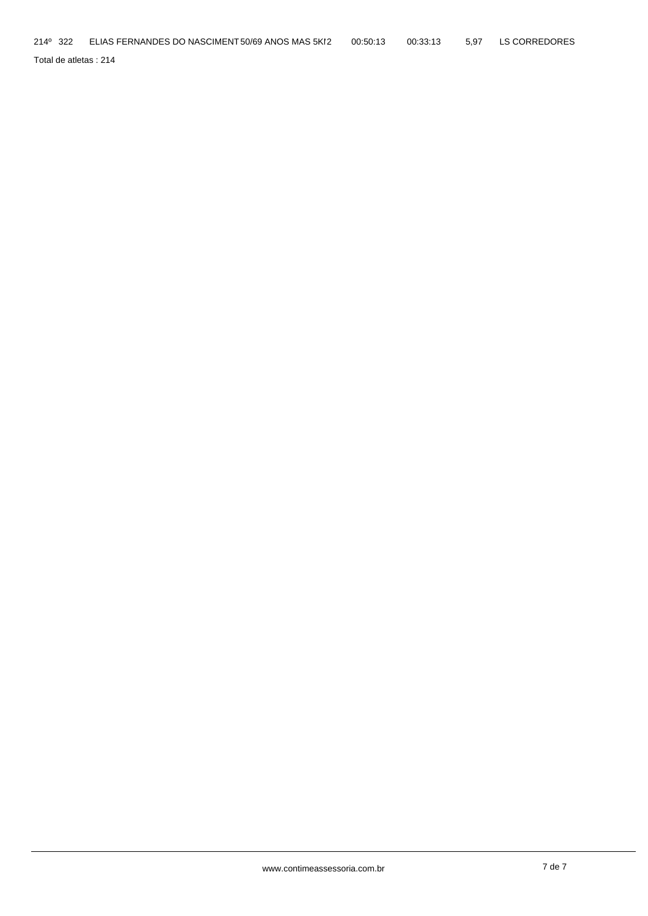| | | | | | | | | |
|---|---|---|---|---|---|---|---|---|
| 214º | 322 | ELIAS FERNANDES DO NASCIMENT | 50/69 ANOS MAS 5KI | 2 | 00:50:13 | 00:33:13 | 5,97 | LS CORREDORES |

Total de atletas : 214

www.contimeassessoria.com.br